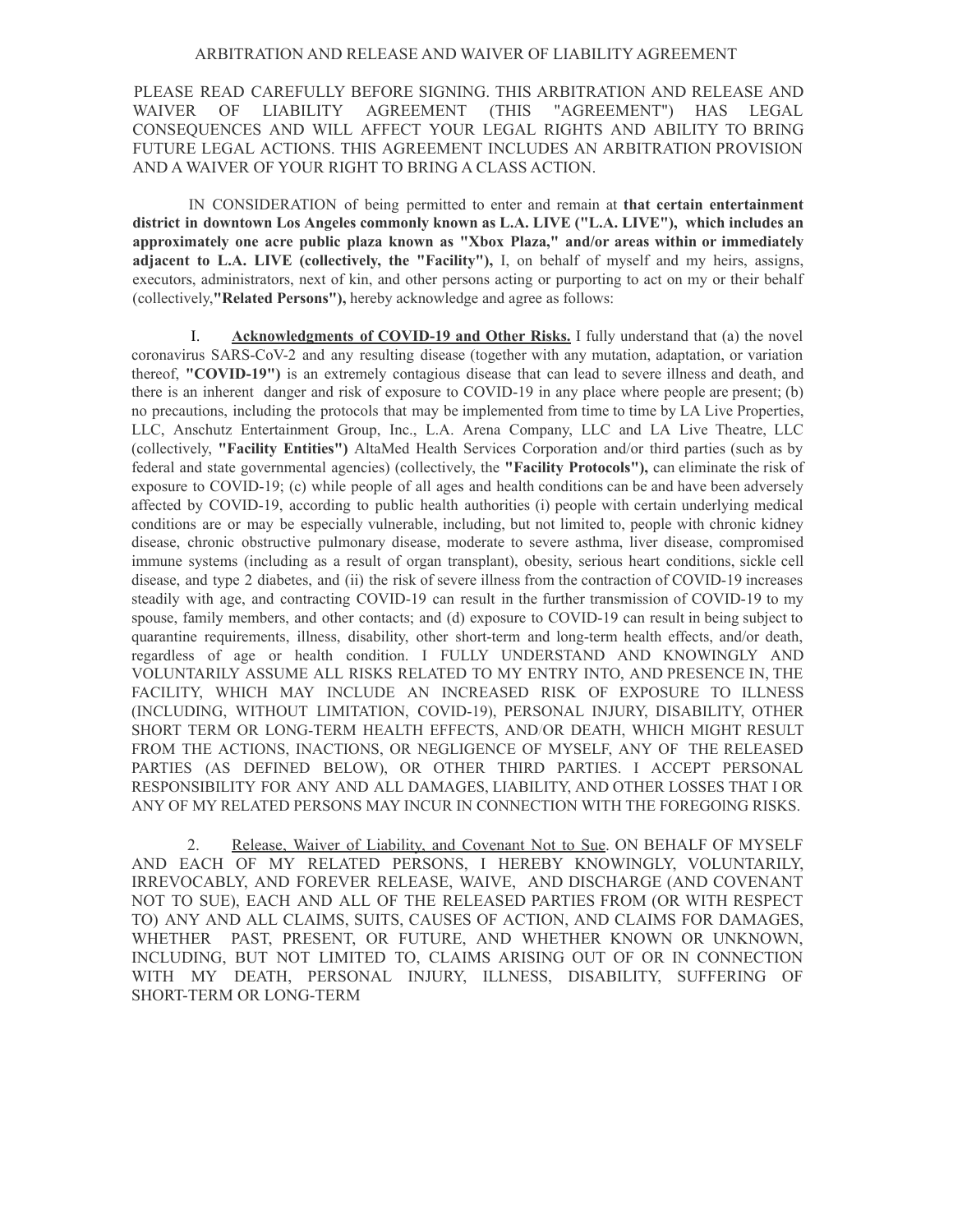# ARBITRATION AND RELEASE AND WAIVER OF LIABILITY AGREEMENT

PLEASE READ CAREFULLY BEFORE SIGNING. THIS ARBITRATION AND RELEASE AND WAIVER OF LIABILITY AGREEMENT (THIS "AGREEMENT") HAS LEGAL CONSEQUENCES AND WILL AFFECT YOUR LEGAL RIGHTS AND ABILITY TO BRING FUTURE LEGAL ACTIONS. THIS AGREEMENT INCLUDES AN ARBITRATION PROVISION AND A WAIVER OF YOUR RIGHT TO BRING A CLASS ACTION.

IN CONSIDERATION of being permitted to enter and remain at **that certain entertainment district in downtown Los Angeles commonly known as L.A. LIVE ("L.A. LIVE"), which includes an approximately one acre public plaza known as "Xbox Plaza," and/or areas within or immediately adjacent to L.A. LIVE (collectively, the "Facility"),** I, on behalf of myself and my heirs, assigns, executors, administrators, next of kin, and other persons acting or purporting to act on my or their behalf (collectively,**"Related Persons"),** hereby acknowledge and agree as follows:

I. **Acknowledgments of COVID-19 and Other Risks.** I fully understand that (a) the novel coronavirus SARS-CoV-2 and any resulting disease (together with any mutation, adaptation, or variation thereof, **"COVID-19")** is an extremely contagious disease that can lead to severe illness and death, and there is an inherent danger and risk of exposure to COVID-19 in any place where people are present; (b) no precautions, including the protocols that may be implemented from time to time by LA Live Properties, LLC, Anschutz Entertainment Group, Inc., L.A. Arena Company, LLC and LA Live Theatre, LLC (collectively, **"Facility Entities")** AltaMed Health Services Corporation and/or third parties (such as by federal and state governmental agencies) (collectively, the **"Facility Protocols"),** can eliminate the risk of exposure to COVID-19; (c) while people of all ages and health conditions can be and have been adversely affected by COVID-19, according to public health authorities (i) people with certain underlying medical conditions are or may be especially vulnerable, including, but not limited to, people with chronic kidney disease, chronic obstructive pulmonary disease, moderate to severe asthma, liver disease, compromised immune systems (including as a result of organ transplant), obesity, serious heart conditions, sickle cell disease, and type 2 diabetes, and (ii) the risk of severe illness from the contraction of COVID-19 increases steadily with age, and contracting COVID-19 can result in the further transmission of COVID-19 to my spouse, family members, and other contacts; and (d) exposure to COVID-19 can result in being subject to quarantine requirements, illness, disability, other short-term and long-term health effects, and/or death, regardless of age or health condition. I FULLY UNDERSTAND AND KNOWINGLY AND VOLUNTARILY ASSUME ALL RISKS RELATED TO MY ENTRY INTO, AND PRESENCE IN, THE FACILITY, WHICH MAY INCLUDE AN INCREASED RISK OF EXPOSURE TO ILLNESS (INCLUDING, WITHOUT LIMITATION, COVID-19), PERSONAL INJURY, DISABILITY, OTHER SHORT TERM OR LONG-TERM HEALTH EFFECTS, AND/OR DEATH, WHICH MIGHT RESULT FROM THE ACTIONS, INACTIONS, OR NEGLIGENCE OF MYSELF, ANY OF THE RELEASED PARTIES (AS DEFINED BELOW), OR OTHER THIRD PARTIES. I ACCEPT PERSONAL RESPONSIBILITY FOR ANY AND ALL DAMAGES, LIABILITY, AND OTHER LOSSES THAT I OR ANY OF MY RELATED PERSONS MAY INCUR IN CONNECTION WITH THE FOREGOING RISKS.

2. Release, Waiver of Liability, and Covenant Not to Sue. ON BEHALF OF MYSELF AND EACH OF MY RELATED PERSONS, I HEREBY KNOWINGLY, VOLUNTARILY, IRREVOCABLY, AND FOREVER RELEASE, WAIVE, AND DISCHARGE (AND COVENANT NOT TO SUE), EACH AND ALL OF THE RELEASED PARTIES FROM (OR WITH RESPECT TO) ANY AND ALL CLAIMS, SUITS, CAUSES OF ACTION, AND CLAIMS FOR DAMAGES, WHETHER PAST, PRESENT, OR FUTURE, AND WHETHER KNOWN OR UNKNOWN, INCLUDING, BUT NOT LIMITED TO, CLAIMS ARISING OUT OF OR IN CONNECTION WITH MY DEATH, PERSONAL INJURY, ILLNESS, DISABILITY, SUFFERING OF SHORT-TERM OR LONG-TERM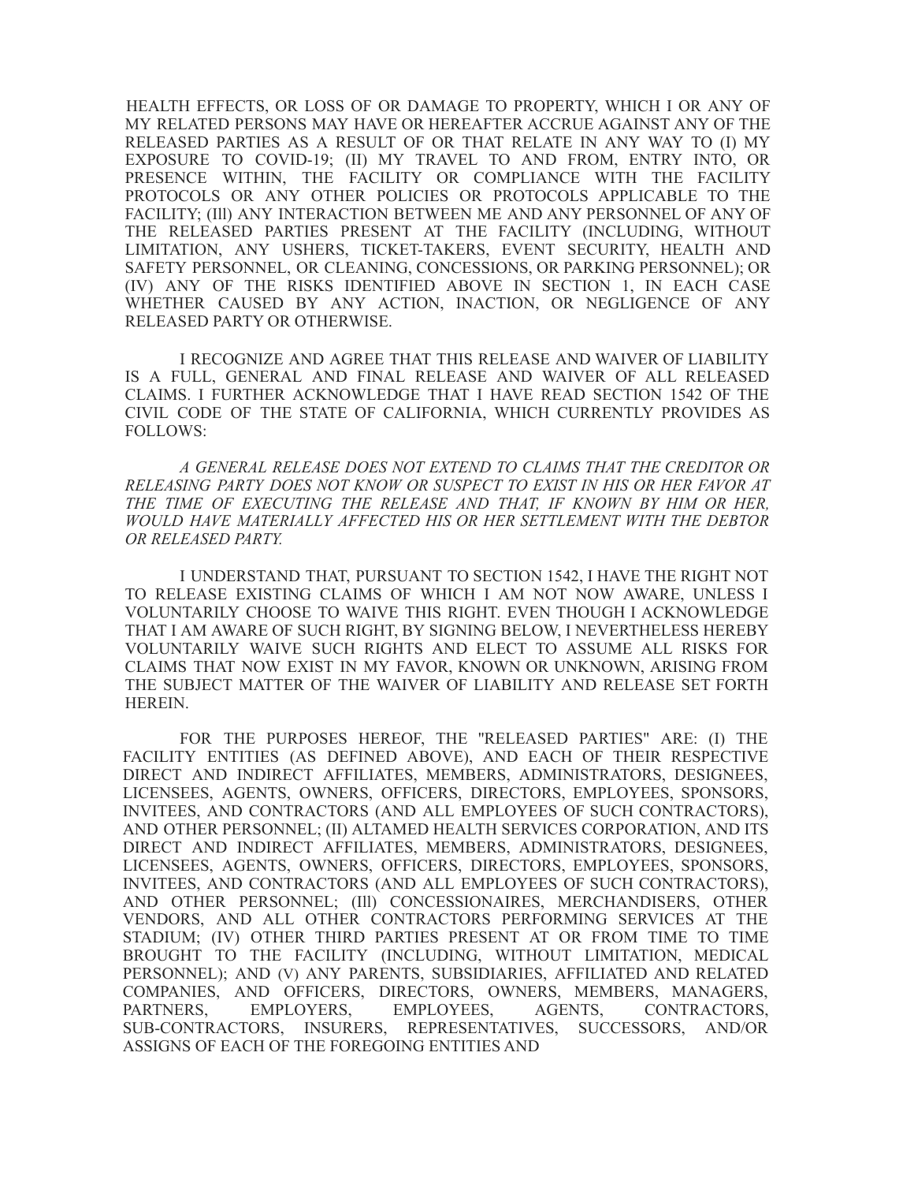HEALTH EFFECTS, OR LOSS OF OR DAMAGE TO PROPERTY, WHICH I OR ANY OF MY RELATED PERSONS MAY HAVE OR HEREAFTER ACCRUE AGAINST ANY OF THE RELEASED PARTIES AS A RESULT OF OR THAT RELATE IN ANY WAY TO (I) MY EXPOSURE TO COVID-19; (II) MY TRAVEL TO AND FROM, ENTRY INTO, OR PRESENCE WITHIN, THE FACILITY OR COMPLIANCE WITH THE FACILITY PROTOCOLS OR ANY OTHER POLICIES OR PROTOCOLS APPLICABLE TO THE FACILITY; (Ill) ANY INTERACTION BETWEEN ME AND ANY PERSONNEL OF ANY OF THE RELEASED PARTIES PRESENT AT THE FACILITY (INCLUDING, WITHOUT LIMITATION, ANY USHERS, TICKET-TAKERS, EVENT SECURITY, HEALTH AND SAFETY PERSONNEL, OR CLEANING, CONCESSIONS, OR PARKING PERSONNEL); OR (IV) ANY OF THE RISKS IDENTIFIED ABOVE IN SECTION 1, IN EACH CASE WHETHER CAUSED BY ANY ACTION, INACTION, OR NEGLIGENCE OF ANY RELEASED PARTY OR OTHERWISE.

I RECOGNIZE AND AGREE THAT THIS RELEASE AND WAIVER OF LIABILITY IS A FULL, GENERAL AND FINAL RELEASE AND WAIVER OF ALL RELEASED CLAIMS. I FURTHER ACKNOWLEDGE THAT I HAVE READ SECTION 1542 OF THE CIVIL CODE OF THE STATE OF CALIFORNIA, WHICH CURRENTLY PROVIDES AS FOLLOWS:

*A GENERAL RELEASE DOES NOT EXTEND TO CLAIMS THAT THE CREDITOR OR RELEASING PARTY DOES NOT KNOW OR SUSPECT TO EXIST IN HIS OR HER FAVOR AT THE TIME OF EXECUTING THE RELEASE AND THAT, IF KNOWN BY HIM OR HER, WOULD HAVE MATERIALLY AFFECTED HIS OR HER SETTLEMENT WITH THE DEBTOR OR RELEASED PARTY.*

I UNDERSTAND THAT, PURSUANT TO SECTION 1542, I HAVE THE RIGHT NOT TO RELEASE EXISTING CLAIMS OF WHICH I AM NOT NOW AWARE, UNLESS I VOLUNTARILY CHOOSE TO WAIVE THIS RIGHT. EVEN THOUGH I ACKNOWLEDGE THAT I AM AWARE OF SUCH RIGHT, BY SIGNING BELOW, I NEVERTHELESS HEREBY VOLUNTARILY WAIVE SUCH RIGHTS AND ELECT TO ASSUME ALL RISKS FOR CLAIMS THAT NOW EXIST IN MY FAVOR, KNOWN OR UNKNOWN, ARISING FROM THE SUBJECT MATTER OF THE WAIVER OF LIABILITY AND RELEASE SET FORTH HEREIN.

FOR THE PURPOSES HEREOF, THE "RELEASED PARTIES" ARE: (I) THE FACILITY ENTITIES (AS DEFINED ABOVE), AND EACH OF THEIR RESPECTIVE DIRECT AND INDIRECT AFFILIATES, MEMBERS, ADMINISTRATORS, DESIGNEES, LICENSEES, AGENTS, OWNERS, OFFICERS, DIRECTORS, EMPLOYEES, SPONSORS, INVITEES, AND CONTRACTORS (AND ALL EMPLOYEES OF SUCH CONTRACTORS), AND OTHER PERSONNEL; (II) ALTAMED HEALTH SERVICES CORPORATION, AND ITS DIRECT AND INDIRECT AFFILIATES, MEMBERS, ADMINISTRATORS, DESIGNEES, LICENSEES, AGENTS, OWNERS, OFFICERS, DIRECTORS, EMPLOYEES, SPONSORS, INVITEES, AND CONTRACTORS (AND ALL EMPLOYEES OF SUCH CONTRACTORS), AND OTHER PERSONNEL; (Ill) CONCESSIONAIRES, MERCHANDISERS, OTHER VENDORS, AND ALL OTHER CONTRACTORS PERFORMING SERVICES AT THE STADIUM; (IV) OTHER THIRD PARTIES PRESENT AT OR FROM TIME TO TIME BROUGHT TO THE FACILITY (INCLUDING, WITHOUT LIMITATION, MEDICAL PERSONNEL); AND (V) ANY PARENTS, SUBSIDIARIES, AFFILIATED AND RELATED COMPANIES, AND OFFICERS, DIRECTORS, OWNERS, MEMBERS, MANAGERS, PARTNERS, EMPLOYERS, EMPLOYEES, AGENTS, CONTRACTORS, SUB-CONTRACTORS, INSURERS, REPRESENTATIVES, SUCCESSORS, AND/OR ASSIGNS OF EACH OF THE FOREGOING ENTITIES AND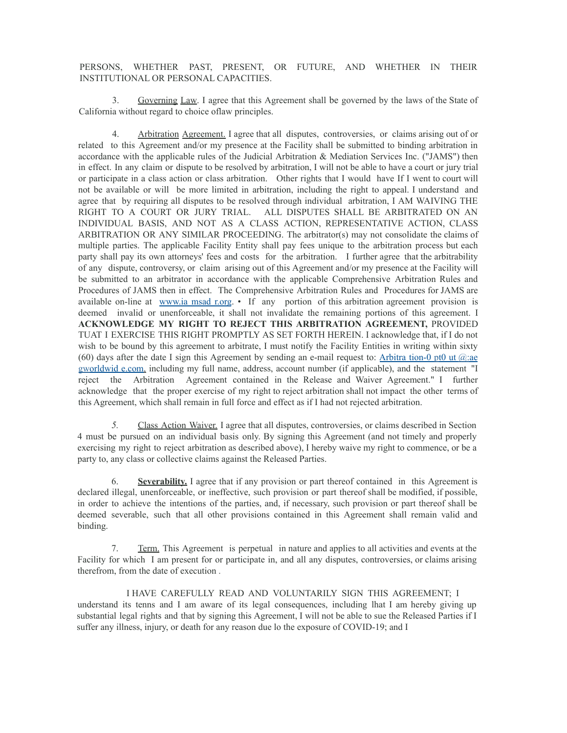PERSONS, WHETHER PAST, PRESENT, OR FUTURE, AND WHETHER IN THEIR INSTITUTIONAL OR PERSONAL CAPACITIES.

3. Governing Law. I agree that this Agreement shall be governed by the laws of the State of California without regard to choice oflaw principles.

4. Arbitration Agreement. I agree that all disputes, controversies, or claims arising out of or related to this Agreement and/or my presence at the Facility shall be submitted to binding arbitration in accordance with the applicable rules of the Judicial Arbitration & Mediation Services Inc. ("JAMS") then in effect. In any claim or dispute to be resolved by arbitration, I will not be able to have a court or jury trial or participate in a class action or class arbitration. Other rights that I would have If I went to court will not be available or will be more limited in arbitration, including the right to appeal. I understand and agree that by requiring all disputes to be resolved through individual arbitration, I AM WAIVING THE RIGHT TO A COURT OR JURY TRIAL. ALL DISPUTES SHALL BE ARBITRATED ON AN INDIVIDUAL BASIS, AND NOT AS A CLASS ACTION, REPRESENTATIVE ACTION, CLASS ARBITRATION OR ANY SIMILAR PROCEEDING. The arbitrator(s) may not consolidate the claims of multiple parties. The applicable Facility Entity shall pay fees unique to the arbitration process but each party shall pay its own attorneys' fees and costs for the arbitration. I further agree that the arbitrability of any dispute, controversy, or claim arising out of this Agreement and/or my presence at the Facility will be submitted to an arbitrator in accordance with the applicable Comprehensive Arbitration Rules and Procedures of JAMS then in effect. The Comprehensive Arbitration Rules and Procedures for JAMS are available on-line at www.ia msad r.org. • If any portion of this arbitration agreement provision is deemed invalid or unenforceable, it shall not invalidate the remaining portions of this agreement. I **ACKNOWLEDGE MY RIGHT TO REJECT THIS ARBITRATION AGREEMENT,** PROVIDED TUAT I EXERCISE THIS RIGHT PROMPTLY AS SET FORTH HEREIN. I acknowledge that, if I do not wish to be bound by this agreement to arbitrate, I must notify the Facility Entities in writing within sixty (60) days after the date I sign this Agreement by sending an e-mail request to: Arbitra tion-0 pt0 ut @:ae gworldwid e.com, including my full name, address, account number (if applicable), and the statement "I reject the Arbitration Agreement contained in the Release and Waiver Agreement." I further acknowledge that the proper exercise of my right to reject arbitration shall not impact the other terms of this Agreement, which shall remain in full force and effect as if I had not rejected arbitration.

5. Class Action Waiver. I agree that all disputes, controversies, or claims described in Section 4 must be pursued on an individual basis only. By signing this Agreement (and not timely and properly exercising my right to reject arbitration as described above), I hereby waive my right to commence, or be a party to, any class or collective claims against the Released Parties.

6. **Severability.** I agree that if any provision or part thereof contained in this Agreement is declared illegal, unenforceable, or ineffective, such provision or part thereof shall be modified, if possible, in order to achieve the intentions of the parties, and, if necessary, such provision or part thereof shall be deemed severable, such that all other provisions contained in this Agreement shall remain valid and binding.

7. Term. This Agreement is perpetual in nature and applies to all activities and events at the Facility for which I am present for or participate in, and all any disputes, controversies, or claims arising therefrom, from the date of execution .

I HAVE CAREFULLY READ AND VOLUNTARILY SIGN THIS AGREEMENT; I understand its tenns and I am aware of its legal consequences, including lhat I am hereby giving up substantial legal rights and that by signing this Agreement, I will not be able to sue the Released Parties if I suffer any illness, injury, or death for any reason due lo the exposure of COVID-19; and I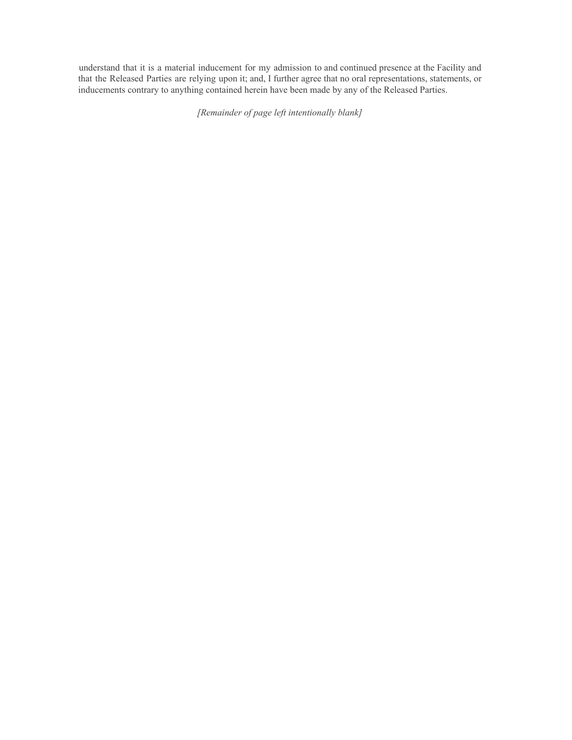understand that it is a material inducement for my admission to and continued presence at the Facility and that the Released Parties are relying upon it; and, I further agree that no oral representations, statements, or inducements contrary to anything contained herein have been made by any of the Released Parties.

*[Remainder of page left intentionally blank]*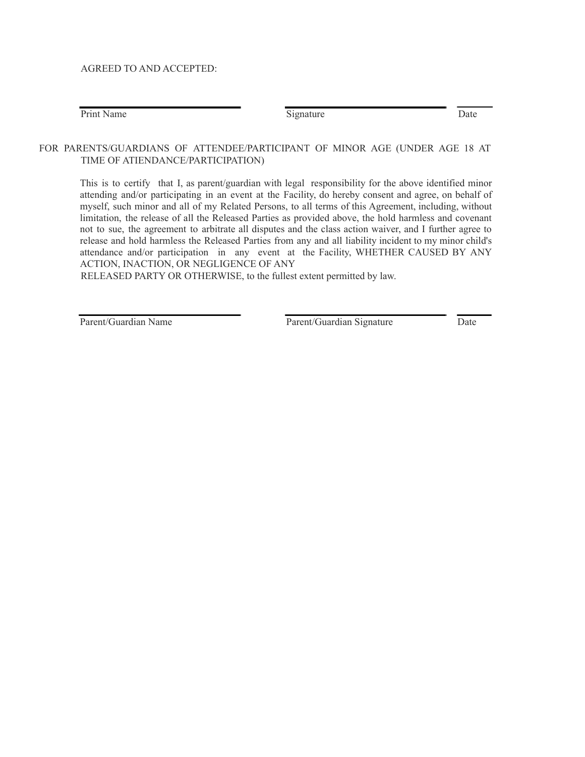AGREED TO AND ACCEPTED:

| | | |
|---|---|---|
| Print Name | Signature | Date |

FOR PARENTS/GUARDIANS OF ATTENDEE/PARTICIPANT OF MINOR AGE (UNDER AGE 18 AT TIME OF ATIENDANCE/PARTICIPATION)

This is to certify that I, as parent/guardian with legal responsibility for the above identified minor attending and/or participating in an event at the Facility, do hereby consent and agree, on behalf of myself, such minor and all of my Related Persons, to all terms of this Agreement, including, without limitation, the release of all the Released Parties as provided above, the hold harmless and covenant not to sue, the agreement to arbitrate all disputes and the class action waiver, and I further agree to release and hold harmless the Released Parties from any and all liability incident to my minor child's attendance and/or participation in any event at the Facility, WHETHER CAUSED BY ANY ACTION, INACTION, OR NEGLIGENCE OF ANY RELEASED PARTY OR OTHERWISE, to the fullest extent permitted by law.

| | | |
|---|---|---|
| Parent/Guardian Name | Parent/Guardian Signature | Date |